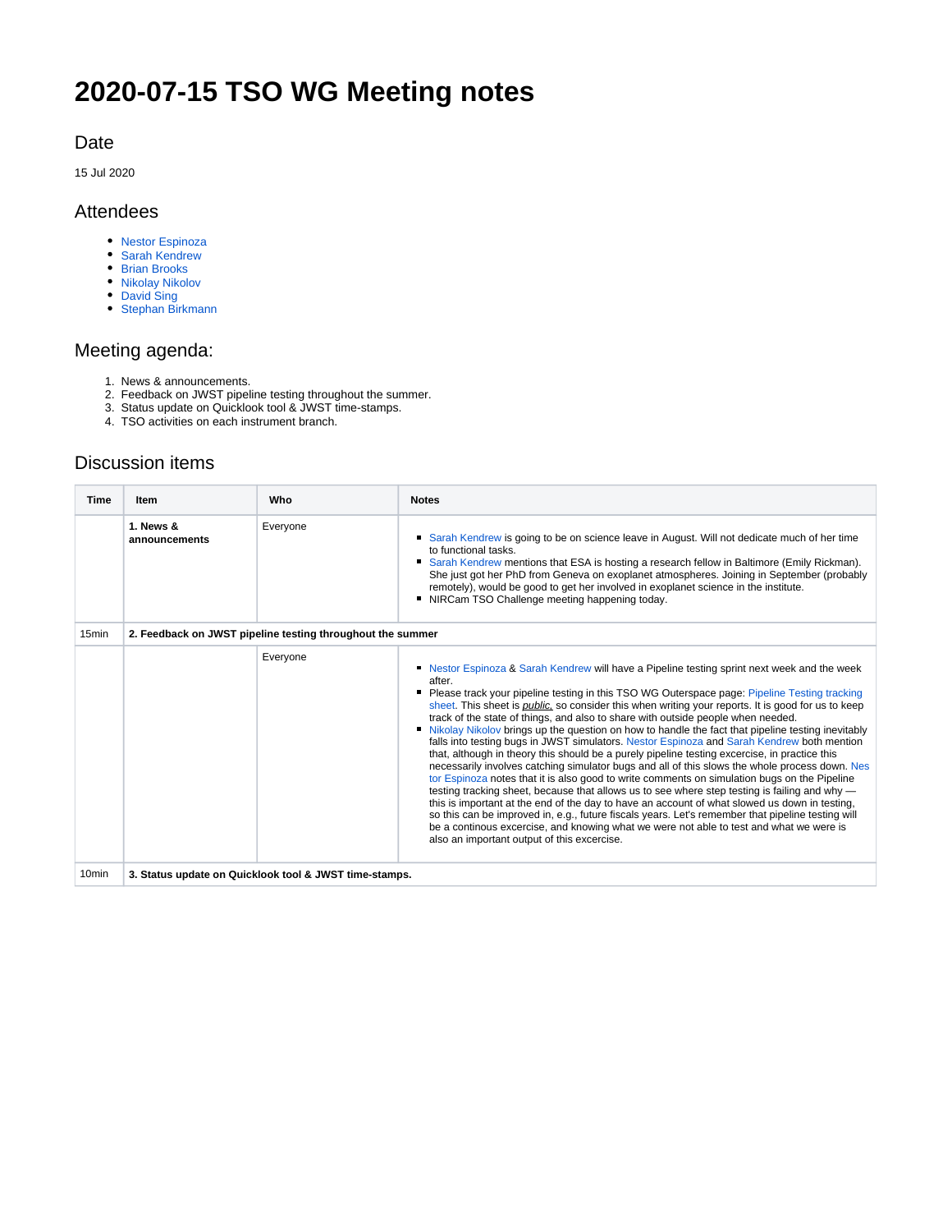# 2020-07-15 TSO WG Meeting notes

## Date

15 Jul 2020

## Attendees

- Nestor Espinoza
- Sarah Kendrew
- Brian Brooks
- Nikolay Nikolov
- David Sing
- Stephan Birkmann

## Meeting agenda:

1. News & announcements.
2. Feedback on JWST pipeline testing throughout the summer.
3. Status update on Quicklook tool & JWST time-stamps.
4. TSO activities on each instrument branch.

## Discussion items

| Time | Item | Who | Notes |
|---|---|---|---|
| | **1. News & announcements** | Everyone | ▪ Sarah Kendrew is going to be on science leave in August. Will not dedicate much of her time to functional tasks.<br>▪ Sarah Kendrew mentions that ESA is hosting a research fellow in Baltimore (Emily Rickman). She just got her PhD from Geneva on exoplanet atmospheres. Joining in September (probably remotely), would be good to get her involved in exoplanet science in the institute.<br>▪ NIRCam TSO Challenge meeting happening today. |
| 15min | **2. Feedback on JWST pipeline testing throughout the summer** | | |
| | | Everyone | ▪ Nestor Espinoza & Sarah Kendrew will have a Pipeline testing sprint next week and the week after.<br>▪ Please track your pipeline testing in this TSO WG Outerspace page: Pipeline Testing tracking sheet. This sheet is *public,* so consider this when writing your reports. It is good for us to keep track of the state of things, and also to share with outside people when needed.<br>▪ Nikolay Nikolov brings up the question on how to handle the fact that pipeline testing inevitably falls into testing bugs in JWST simulators. Nestor Espinoza and Sarah Kendrew both mention that, although in theory this should be a purely pipeline testing excercise, in practice this necessarily involves catching simulator bugs and all of this slows the whole process down. Nestor Espinoza notes that it is also good to write comments on simulation bugs on the Pipeline testing tracking sheet, because that allows us to see where step testing is failing and why — this is important at the end of the day to have an account of what slowed us down in testing, so this can be improved in, e.g., future fiscals years. Let's remember that pipeline testing will be a continous excercise, and knowing what we were not able to test and what we were is also an important output of this excercise. |
| 10min | **3. Status update on Quicklook tool & JWST time-stamps.** | | |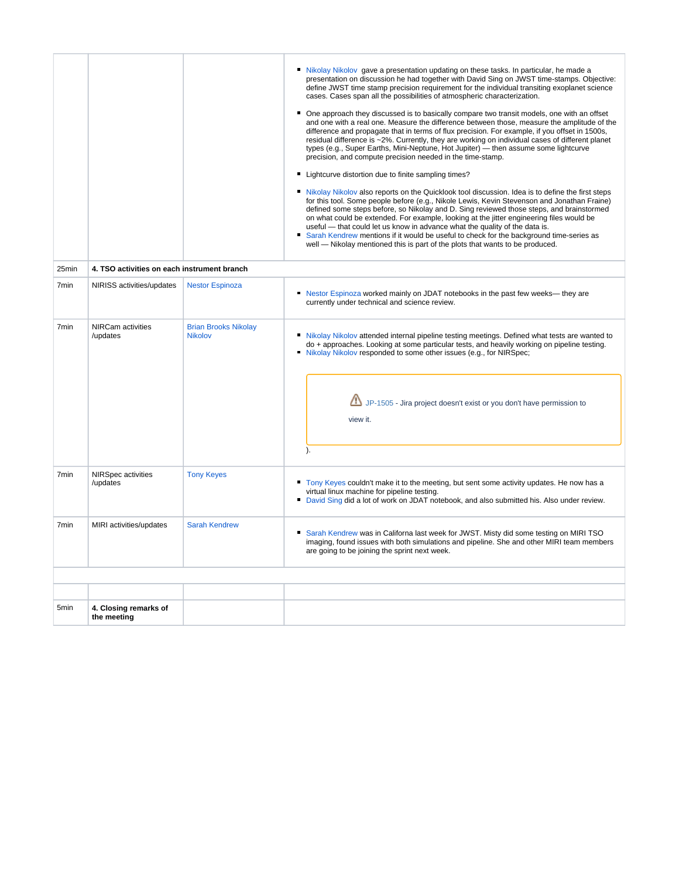| | | | |
|---|---|---|---|
| | | | - Nikolay Nikolov gave a presentation updating on these tasks. In particular, he made a presentation on discussion he had together with David Sing on JWST time-stamps. Objective: define JWST time stamp precision requirement for the individual transiting exoplanet science cases. Cases span all the possibilities of atmospheric characterization. <br>- One approach they discussed is to basically compare two transit models, one with an offset and one with a real one. Measure the difference between those, measure the amplitude of the difference and propagate that in terms of flux precision. For example, if you offset in 1500s, residual difference is ~2%. Currently, they are working on individual cases of different planet types (e.g., Super Earths, Mini-Neptune, Hot Jupiter) — then assume some lightcurve precision, and compute precision needed in the time-stamp. <br>- Lightcurve distortion due to finite sampling times? <br>- Nikolay Nikolov also reports on the Quicklook tool discussion. Idea is to define the first steps for this tool. Some people before (e.g., Nikole Lewis, Kevin Stevenson and Jonathan Fraine) defined some steps before, so Nikolay and D. Sing reviewed those steps, and brainstormed on what could be extended. For example, looking at the jitter engineering files would be useful — that could let us know in advance what the quality of the data is. <br>- Sarah Kendrew mentions if it would be useful to check for the background time-series as well — Nikolay mentioned this is part of the plots that wants to be produced. |
| 25min | **4. TSO activities on each instrument branch** | | |
| 7min | NIRISS activities/updates | Nestor Espinoza | - Nestor Espinoza worked mainly on JDAT notebooks in the past few weeks— they are currently under technical and science review. |
| 7min | NIRCam activities /updates | Brian Brooks Nikolay Nikolov | - Nikolay Nikolov attended internal pipeline testing meetings. Defined what tests are wanted to do + approaches. Looking at some particular tests, and heavily working on pipeline testing. <br>- Nikolay Nikolov responded to some other issues (e.g., for NIRSpec; <br>JP-1505 - Jira project doesn't exist or you don't have permission to view it. <br>). |
| 7min | NIRSpec activities /updates | Tony Keyes | - Tony Keyes couldn't make it to the meeting, but sent some activity updates. He now has a virtual linux machine for pipeline testing. <br>- David Sing did a lot of work on JDAT notebook, and also submitted his. Also under review. |
| 7min | MIRI activities/updates | Sarah Kendrew | - Sarah Kendrew was in Californa last week for JWST. Misty did some testing on MIRI TSO imaging, found issues with both simulations and pipeline. She and other MIRI team members are going to be joining the sprint next week. |
| | | | |
| | | | |
| 5min | **4. Closing remarks of the meeting** | | |